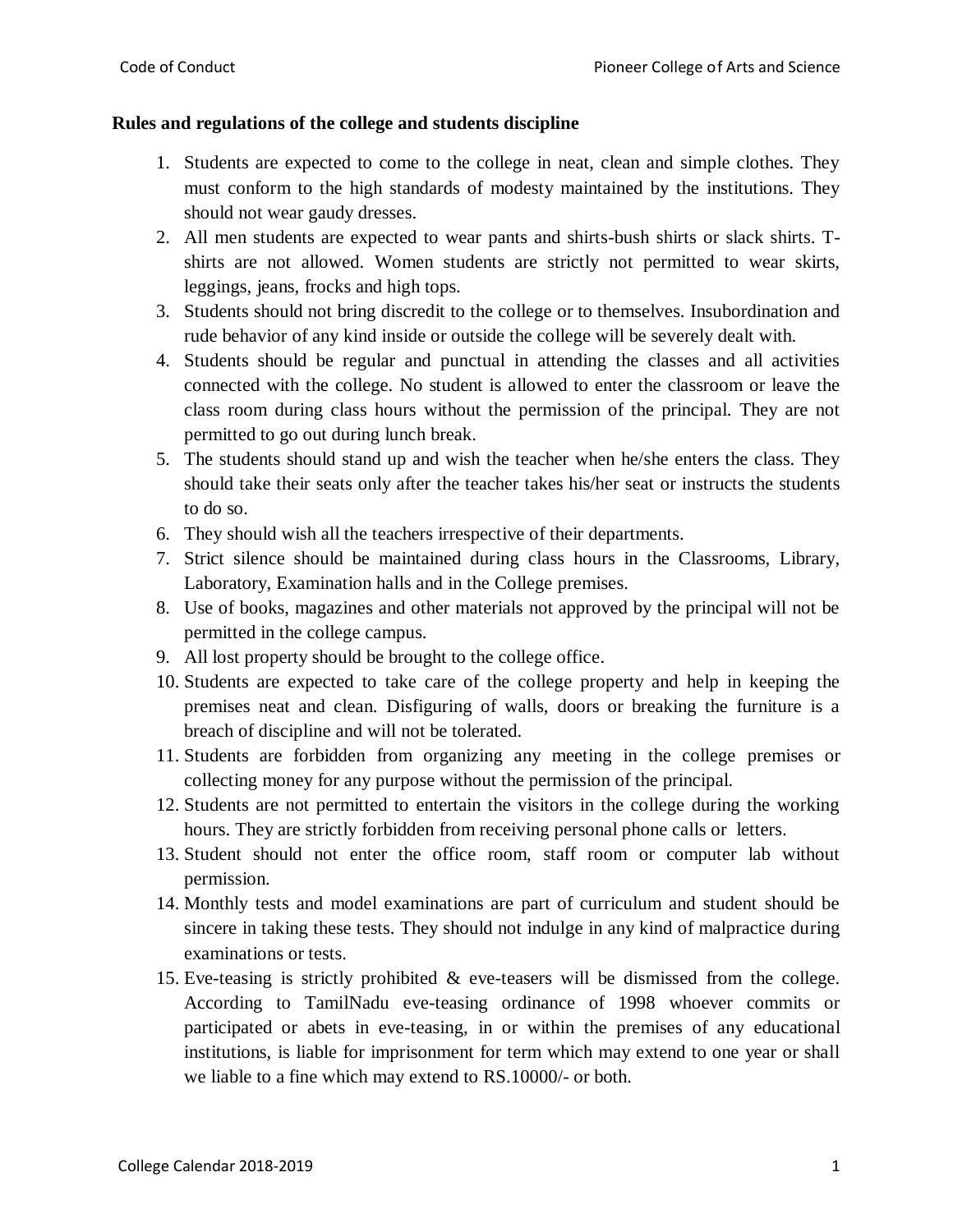**Rules and regulations of the college and students discipline**

1. Students are expected to come to the college in neat, clean and simple clothes. They must conform to the high standards of modesty maintained by the institutions. They should not wear gaudy dresses.
2. All men students are expected to wear pants and shirts-bush shirts or slack shirts. T-shirts are not allowed. Women students are strictly not permitted to wear skirts, leggings, jeans, frocks and high tops.
3. Students should not bring discredit to the college or to themselves. Insubordination and rude behavior of any kind inside or outside the college will be severely dealt with.
4. Students should be regular and punctual in attending the classes and all activities connected with the college. No student is allowed to enter the classroom or leave the class room during class hours without the permission of the principal. They are not permitted to go out during lunch break.
5. The students should stand up and wish the teacher when he/she enters the class. They should take their seats only after the teacher takes his/her seat or instructs the students to do so.
6. They should wish all the teachers irrespective of their departments.
7. Strict silence should be maintained during class hours in the Classrooms, Library, Laboratory, Examination halls and in the College premises.
8. Use of books, magazines and other materials not approved by the principal will not be permitted in the college campus.
9. All lost property should be brought to the college office.
10. Students are expected to take care of the college property and help in keeping the premises neat and clean. Disfiguring of walls, doors or breaking the furniture is a breach of discipline and will not be tolerated.
11. Students are forbidden from organizing any meeting in the college premises or collecting money for any purpose without the permission of the principal.
12. Students are not permitted to entertain the visitors in the college during the working hours. They are strictly forbidden from receiving personal phone calls or letters.
13. Student should not enter the office room, staff room or computer lab without permission.
14. Monthly tests and model examinations are part of curriculum and student should be sincere in taking these tests. They should not indulge in any kind of malpractice during examinations or tests.
15. Eve-teasing is strictly prohibited & eve-teasers will be dismissed from the college. According to TamilNadu eve-teasing ordinance of 1998 whoever commits or participated or abets in eve-teasing, in or within the premises of any educational institutions, is liable for imprisonment for term which may extend to one year or shall we liable to a fine which may extend to RS.10000/- or both.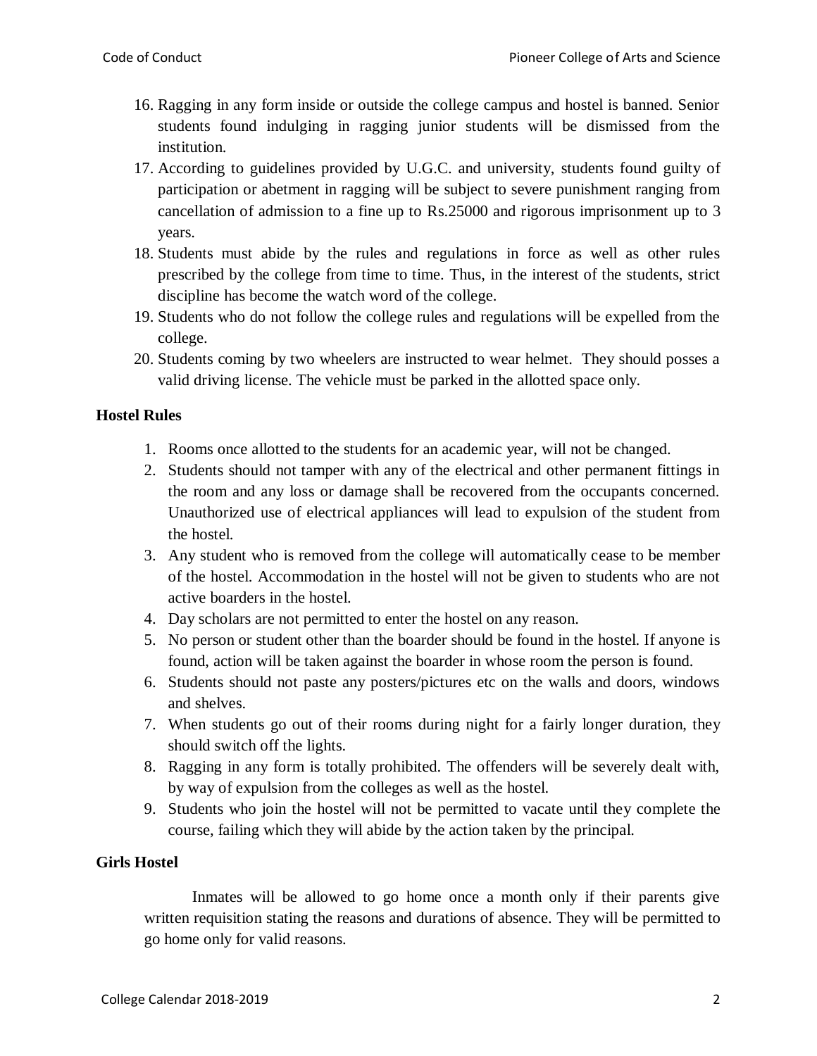16. Ragging in any form inside or outside the college campus and hostel is banned. Senior students found indulging in ragging junior students will be dismissed from the institution.
17. According to guidelines provided by U.G.C. and university, students found guilty of participation or abetment in ragging will be subject to severe punishment ranging from cancellation of admission to a fine up to Rs.25000 and rigorous imprisonment up to 3 years.
18. Students must abide by the rules and regulations in force as well as other rules prescribed by the college from time to time. Thus, in the interest of the students, strict discipline has become the watch word of the college.
19. Students who do not follow the college rules and regulations will be expelled from the college.
20. Students coming by two wheelers are instructed to wear helmet. They should posses a valid driving license. The vehicle must be parked in the allotted space only.

**Hostel Rules**

1. Rooms once allotted to the students for an academic year, will not be changed.
2. Students should not tamper with any of the electrical and other permanent fittings in the room and any loss or damage shall be recovered from the occupants concerned. Unauthorized use of electrical appliances will lead to expulsion of the student from the hostel.
3. Any student who is removed from the college will automatically cease to be member of the hostel. Accommodation in the hostel will not be given to students who are not active boarders in the hostel.
4. Day scholars are not permitted to enter the hostel on any reason.
5. No person or student other than the boarder should be found in the hostel. If anyone is found, action will be taken against the boarder in whose room the person is found.
6. Students should not paste any posters/pictures etc on the walls and doors, windows and shelves.
7. When students go out of their rooms during night for a fairly longer duration, they should switch off the lights.
8. Ragging in any form is totally prohibited. The offenders will be severely dealt with, by way of expulsion from the colleges as well as the hostel.
9. Students who join the hostel will not be permitted to vacate until they complete the course, failing which they will abide by the action taken by the principal.

**Girls Hostel**

Inmates will be allowed to go home once a month only if their parents give written requisition stating the reasons and durations of absence. They will be permitted to go home only for valid reasons.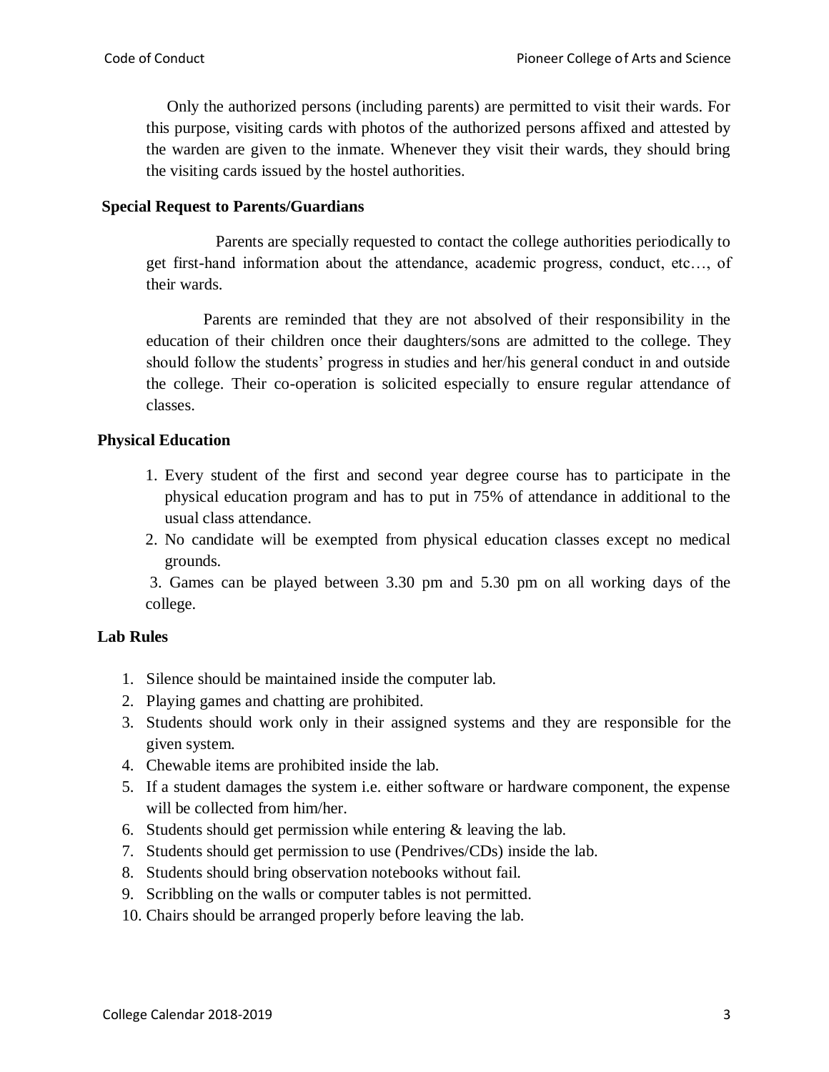Only the authorized persons (including parents) are permitted to visit their wards. For this purpose, visiting cards with photos of the authorized persons affixed and attested by the warden are given to the inmate. Whenever they visit their wards, they should bring the visiting cards issued by the hostel authorities.

**Special Request to Parents/Guardians**

Parents are specially requested to contact the college authorities periodically to get first-hand information about the attendance, academic progress, conduct, etc…, of their wards.

Parents are reminded that they are not absolved of their responsibility in the education of their children once their daughters/sons are admitted to the college. They should follow the students' progress in studies and her/his general conduct in and outside the college. Their co-operation is solicited especially to ensure regular attendance of classes.

**Physical Education**

1. Every student of the first and second year degree course has to participate in the physical education program and has to put in 75% of attendance in additional to the usual class attendance.
2. No candidate will be exempted from physical education classes except no medical grounds.
3. Games can be played between 3.30 pm and 5.30 pm on all working days of the college.

**Lab Rules**

1. Silence should be maintained inside the computer lab.
2. Playing games and chatting are prohibited.
3. Students should work only in their assigned systems and they are responsible for the given system.
4. Chewable items are prohibited inside the lab.
5. If a student damages the system i.e. either software or hardware component, the expense will be collected from him/her.
6. Students should get permission while entering & leaving the lab.
7. Students should get permission to use (Pendrives/CDs) inside the lab.
8. Students should bring observation notebooks without fail.
9. Scribbling on the walls or computer tables is not permitted.
10. Chairs should be arranged properly before leaving the lab.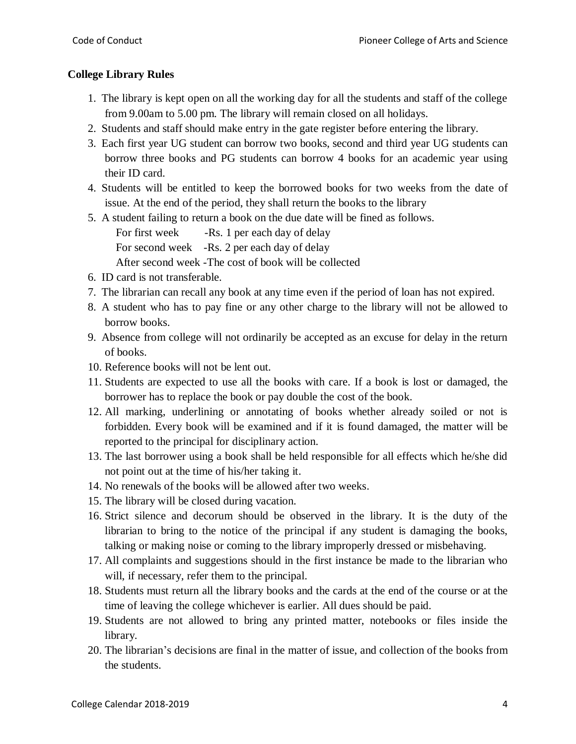## College Library Rules

1. The library is kept open on all the working day for all the students and staff of the college from 9.00am to 5.00 pm. The library will remain closed on all holidays.
2. Students and staff should make entry in the gate register before entering the library.
3. Each first year UG student can borrow two books, second and third year UG students can borrow three books and PG students can borrow 4 books for an academic year using their ID card.
4. Students will be entitled to keep the borrowed books for two weeks from the date of issue. At the end of the period, they shall return the books to the library
5. A student failing to return a book on the due date will be fined as follows.
   - For first week -Rs. 1 per each day of delay
   - For second week -Rs. 2 per each day of delay
   - After second week -The cost of book will be collected
6. ID card is not transferable.
7. The librarian can recall any book at any time even if the period of loan has not expired.
8. A student who has to pay fine or any other charge to the library will not be allowed to borrow books.
9. Absence from college will not ordinarily be accepted as an excuse for delay in the return of books.
10. Reference books will not be lent out.
11. Students are expected to use all the books with care. If a book is lost or damaged, the borrower has to replace the book or pay double the cost of the book.
12. All marking, underlining or annotating of books whether already soiled or not is forbidden. Every book will be examined and if it is found damaged, the matter will be reported to the principal for disciplinary action.
13. The last borrower using a book shall be held responsible for all effects which he/she did not point out at the time of his/her taking it.
14. No renewals of the books will be allowed after two weeks.
15. The library will be closed during vacation.
16. Strict silence and decorum should be observed in the library. It is the duty of the librarian to bring to the notice of the principal if any student is damaging the books, talking or making noise or coming to the library improperly dressed or misbehaving.
17. All complaints and suggestions should in the first instance be made to the librarian who will, if necessary, refer them to the principal.
18. Students must return all the library books and the cards at the end of the course or at the time of leaving the college whichever is earlier. All dues should be paid.
19. Students are not allowed to bring any printed matter, notebooks or files inside the library.
20. The librarian's decisions are final in the matter of issue, and collection of the books from the students.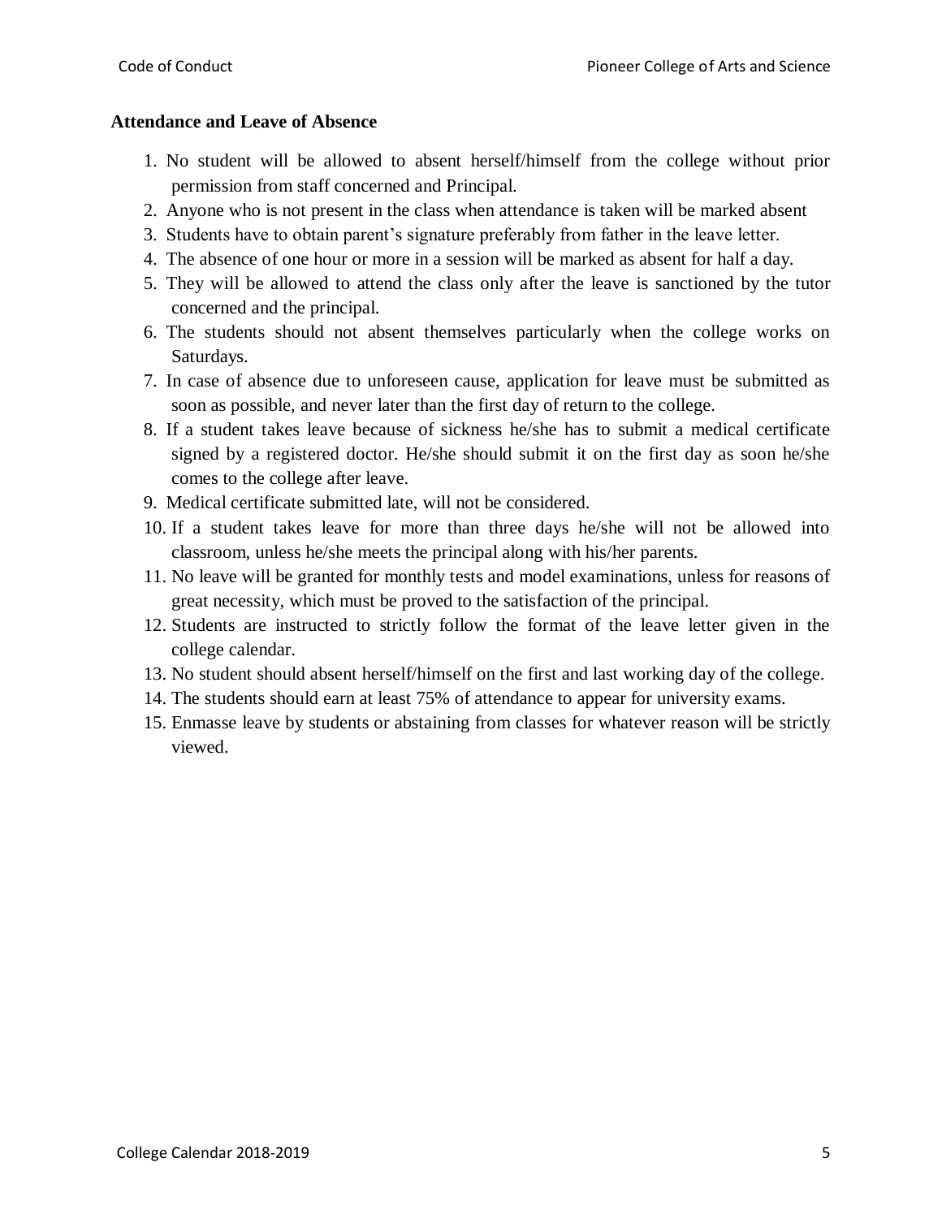**Attendance and Leave of Absence**

1. No student will be allowed to absent herself/himself from the college without prior permission from staff concerned and Principal.
2. Anyone who is not present in the class when attendance is taken will be marked absent
3. Students have to obtain parent's signature preferably from father in the leave letter.
4. The absence of one hour or more in a session will be marked as absent for half a day.
5. They will be allowed to attend the class only after the leave is sanctioned by the tutor concerned and the principal.
6. The students should not absent themselves particularly when the college works on Saturdays.
7. In case of absence due to unforeseen cause, application for leave must be submitted as soon as possible, and never later than the first day of return to the college.
8. If a student takes leave because of sickness he/she has to submit a medical certificate signed by a registered doctor. He/she should submit it on the first day as soon he/she comes to the college after leave.
9. Medical certificate submitted late, will not be considered.
10. If a student takes leave for more than three days he/she will not be allowed into classroom, unless he/she meets the principal along with his/her parents.
11. No leave will be granted for monthly tests and model examinations, unless for reasons of great necessity, which must be proved to the satisfaction of the principal.
12. Students are instructed to strictly follow the format of the leave letter given in the college calendar.
13. No student should absent herself/himself on the first and last working day of the college.
14. The students should earn at least 75% of attendance to appear for university exams.
15. Enmasse leave by students or abstaining from classes for whatever reason will be strictly viewed.